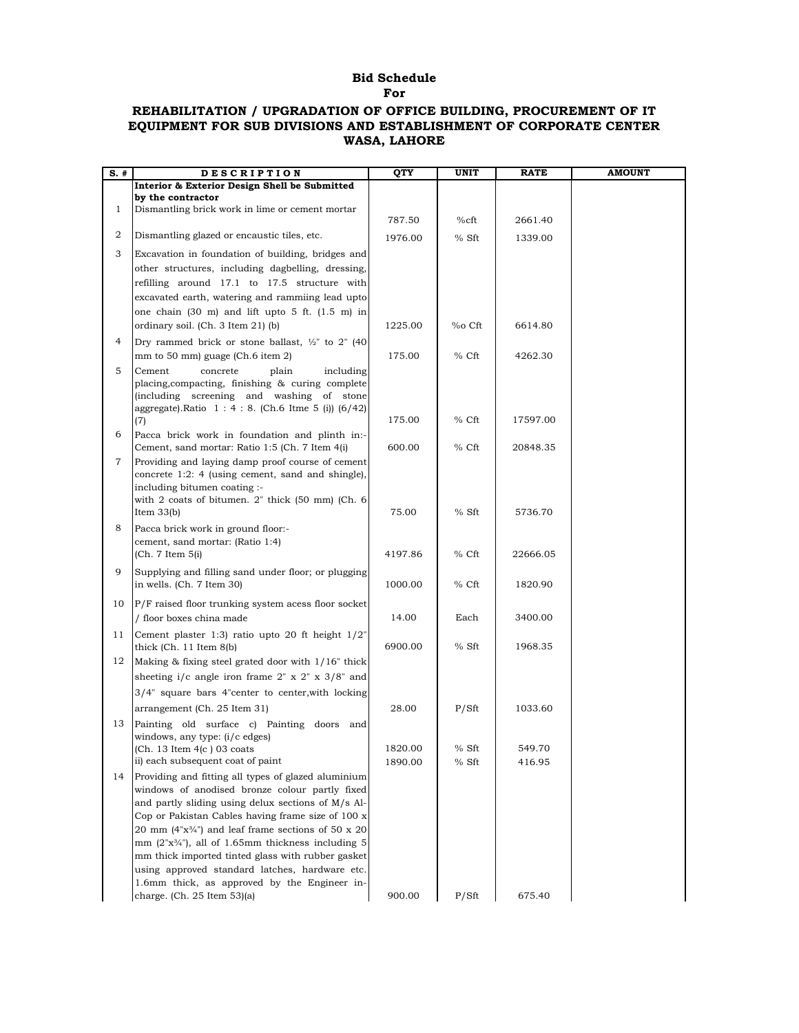**Bid Schedule**
**For**

## REHABILITATION / UPGRADATION OF OFFICE BUILDING, PROCUREMENT OF IT EQUIPMENT FOR SUB DIVISIONS AND ESTABLISHMENT OF CORPORATE CENTER WASA, LAHORE

| S. # | DESCRIPTION | QTY | UNIT | RATE | AMOUNT |
|---|---|---|---|---|---|
| | **Interior & Exterior Design Shell be Submitted by the contractor** | | | | |
| 1 | Dismantling brick work in lime or cement mortar | 787.50 | %cft | 2661.40 | |
| 2 | Dismantling glazed or encaustic tiles, etc. | 1976.00 | % Sft | 1339.00 | |
| 3 | Excavation in foundation of building, bridges and other structures, including dagbelling, dressing, refilling around 17.1 to 17.5 structure with excavated earth, watering and rammiing lead upto one chain (30 m) and lift upto 5 ft. (1.5 m) in ordinary soil. (Ch. 3 Item 21) (b) | 1225.00 | %o Cft | 6614.80 | |
| 4 | Dry rammed brick or stone ballast, ½" to 2" (40 mm to 50 mm) guage (Ch.6 item 2) | 175.00 | % Cft | 4262.30 | |
| 5 | Cement concrete plain including placing,compacting, finishing & curing complete (including screening and washing of stone aggregate).Ratio 1 : 4 : 8. (Ch.6 Itme 5 (i)) (6/42) (7) | 175.00 | % Cft | 17597.00 | |
| 6 | Pacca brick work in foundation and plinth in:- Cement, sand mortar: Ratio 1:5 (Ch. 7 Item 4(i) | 600.00 | % Cft | 20848.35 | |
| 7 | Providing and laying damp proof course of cement concrete 1:2: 4 (using cement, sand and shingle), including bitumen coating :- with 2 coats of bitumen. 2" thick (50 mm) (Ch. 6 Item 33(b) | 75.00 | % Sft | 5736.70 | |
| 8 | Pacca brick work in ground floor:- cement, sand mortar: (Ratio 1:4) (Ch. 7 Item 5(i) | 4197.86 | % Cft | 22666.05 | |
| 9 | Supplying and filling sand under floor; or plugging in wells. (Ch. 7 Item 30) | 1000.00 | % Cft | 1820.90 | |
| 10 | P/F raised floor trunking system acess floor socket / floor boxes china made | 14.00 | Each | 3400.00 | |
| 11 | Cement plaster 1:3) ratio upto 20 ft height 1/2" thick (Ch. 11 Item 8(b) | 6900.00 | % Sft | 1968.35 | |
| 12 | Making & fixing steel grated door with 1/16" thick sheeting i/c angle iron frame 2" x 2" x 3/8" and 3/4" square bars 4"center to center,with locking arrangement (Ch. 25 Item 31) | 28.00 | P/Sft | 1033.60 | |
| 13 | Painting old surface c) Painting doors and windows, any type: (i/c edges) (Ch. 13 Item 4(c ) 03 coats | 1820.00 | % Sft | 549.70 | |
| | ii) each subsequent coat of paint | 1890.00 | % Sft | 416.95 | |
| 14 | Providing and fitting all types of glazed aluminium windows of anodised bronze colour partly fixed and partly sliding using delux sections of M/s Al-Cop or Pakistan Cables having frame size of 100 x 20 mm (4"x¾") and leaf frame sections of 50 x 20 mm (2"x¾"), all of 1.65mm thickness including 5 mm thick imported tinted glass with rubber gasket using approved standard latches, hardware etc. 1.6mm thick, as approved by the Engineer in-charge. (Ch. 25 Item 53)(a) | 900.00 | P/Sft | 675.40 | |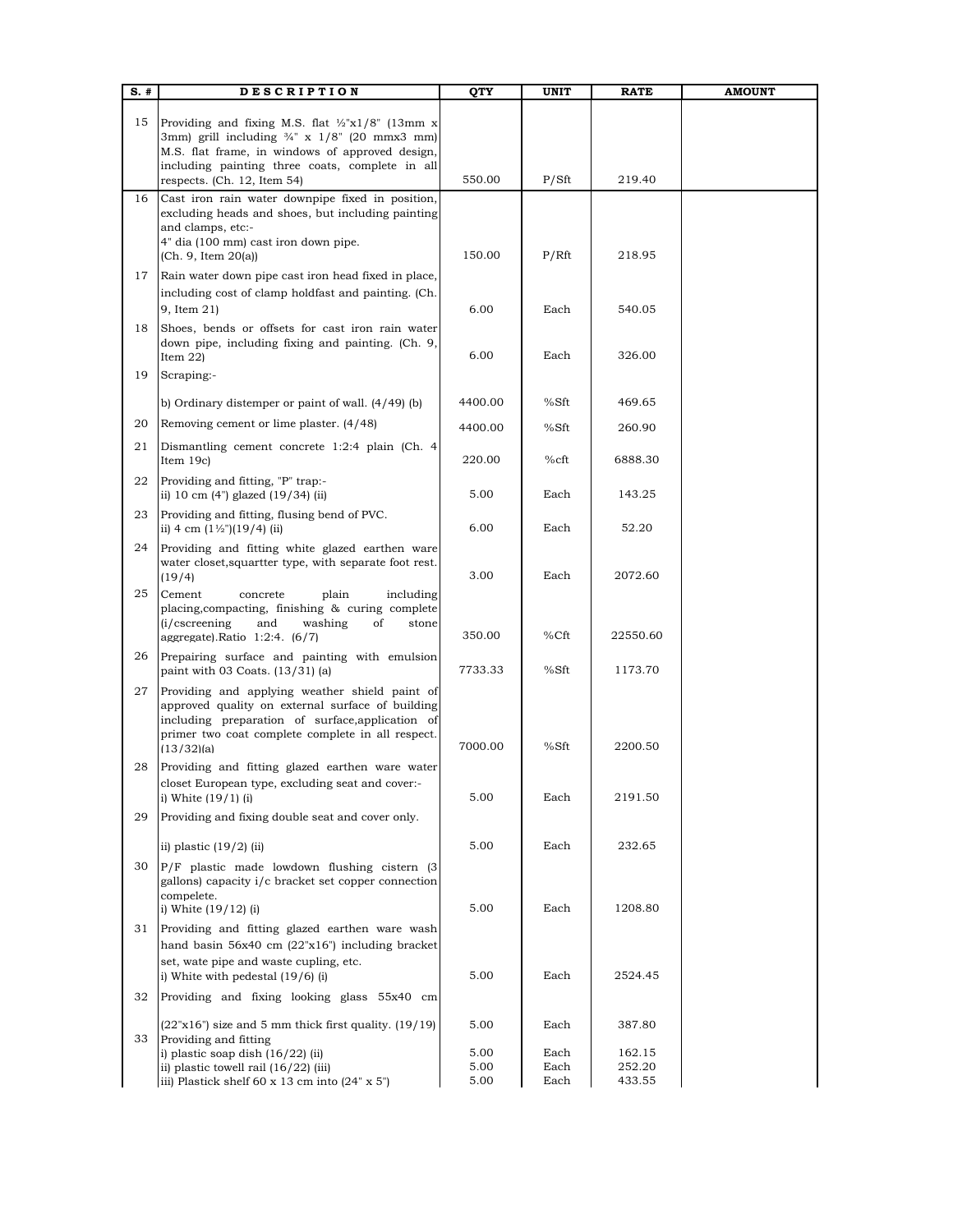| S. # | DESCRIPTION | QTY | UNIT | RATE | AMOUNT |
|---|---|---|---|---|---|
| 15 | Providing and fixing M.S. flat ½"x1/8" (13mm x 3mm) grill including ¾" x 1/8" (20 mmx3 mm) M.S. flat frame, in windows of approved design, including painting three coats, complete in all respects. (Ch. 12, Item 54) | 550.00 | P/Sft | 219.40 | |
| 16 | Cast iron rain water downpipe fixed in position, excluding heads and shoes, but including painting and clamps, etc:- 4" dia (100 mm) cast iron down pipe. (Ch. 9, Item 20(a)) | 150.00 | P/Rft | 218.95 | |
| 17 | Rain water down pipe cast iron head fixed in place, including cost of clamp holdfast and painting. (Ch. 9, Item 21) | 6.00 | Each | 540.05 | |
| 18 | Shoes, bends or offsets for cast iron rain water down pipe, including fixing and painting. (Ch. 9, Item 22) | 6.00 | Each | 326.00 | |
| 19 | Scraping:- | | | | |
| | b) Ordinary distemper or paint of wall. (4/49) (b) | 4400.00 | %Sft | 469.65 | |
| 20 | Removing cement or lime plaster. (4/48) | 4400.00 | %Sft | 260.90 | |
| 21 | Dismantling cement concrete 1:2:4 plain (Ch. 4 Item 19c) | 220.00 | %cft | 6888.30 | |
| 22 | Providing and fitting, "P" trap:- ii) 10 cm (4") glazed (19/34) (ii) | 5.00 | Each | 143.25 | |
| 23 | Providing and fitting, flusing bend of PVC. ii) 4 cm (1½")(19/4) (ii) | 6.00 | Each | 52.20 | |
| 24 | Providing and fitting white glazed earthen ware water closet,squartter type, with separate foot rest. (19/4) | 3.00 | Each | 2072.60 | |
| 25 | Cement concrete plain including placing,compacting, finishing & curing complete (i/cscreening and washing of stone aggregate).Ratio 1:2:4. (6/7) | 350.00 | %Cft | 22550.60 | |
| 26 | Prepairing surface and painting with emulsion paint with 03 Coats. (13/31) (a) | 7733.33 | %Sft | 1173.70 | |
| 27 | Providing and applying weather shield paint of approved quality on external surface of building including preparation of surface,application of primer two coat complete complete in all respect. (13/32)(a) | 7000.00 | %Sft | 2200.50 | |
| 28 | Providing and fitting glazed earthen ware water closet European type, excluding seat and cover:- i) White (19/1) (i) | 5.00 | Each | 2191.50 | |
| 29 | Providing and fixing double seat and cover only. | | | | |
| | ii) plastic (19/2) (ii) | 5.00 | Each | 232.65 | |
| 30 | P/F plastic made lowdown flushing cistern (3 gallons) capacity i/c bracket set copper connection compelete. i) White (19/12) (i) | 5.00 | Each | 1208.80 | |
| 31 | Providing and fitting glazed earthen ware wash hand basin 56x40 cm (22"x16") including bracket set, wate pipe and waste cupling, etc. i) White with pedestal (19/6) (i) | 5.00 | Each | 2524.45 | |
| 32 | Providing and fixing looking glass 55x40 cm (22"x16") size and 5 mm thick first quality. (19/19) | 5.00 | Each | 387.80 | |
| 33 | Providing and fitting | | | | |
| | i) plastic soap dish (16/22) (ii) | 5.00 | Each | 162.15 | |
| | ii) plastic towell rail (16/22) (iii) | 5.00 | Each | 252.20 | |
| | iii) Plastick shelf 60 x 13 cm into (24" x 5") | 5.00 | Each | 433.55 | |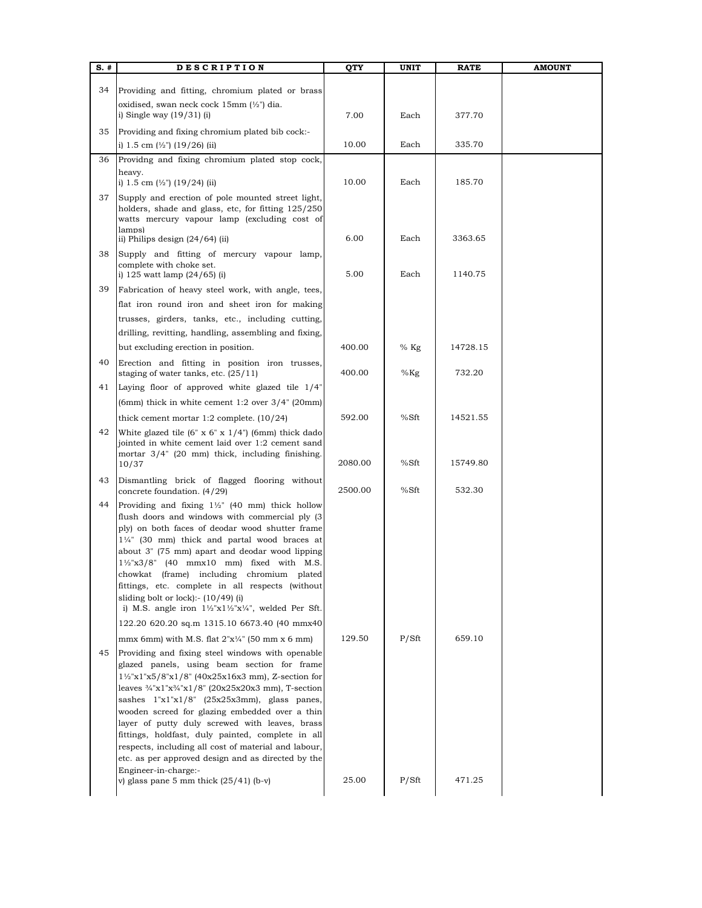| S. # | DESCRIPTION | QTY | UNIT | RATE | AMOUNT |
|---|---|---|---|---|---|
| 34 | Providing and fitting, chromium plated or brass oxidised, swan neck cock 15mm (½") dia.<br>i) Single way (19/31) (i) | 7.00 | Each | 377.70 | |
| 35 | Providing and fixing chromium plated bib cock:-<br>i) 1.5 cm (½") (19/26) (ii) | 10.00 | Each | 335.70 | |
| 36 | Providng and fixing chromium plated stop cock, heavy.<br>i) 1.5 cm (½") (19/24) (ii) | 10.00 | Each | 185.70 | |
| 37 | Supply and erection of pole mounted street light, holders, shade and glass, etc, for fitting 125/250 watts mercury vapour lamp (excluding cost of lamps)<br>ii) Philips design (24/64) (ii) | 6.00 | Each | 3363.65 | |
| 38 | Supply and fitting of mercury vapour lamp, complete with choke set.<br>i) 125 watt lamp (24/65) (i) | 5.00 | Each | 1140.75 | |
| 39 | Fabrication of heavy steel work, with angle, tees, flat iron round iron and sheet iron for making trusses, girders, tanks, etc., including cutting, drilling, revitting, handling, assembling and fixing, but excluding erection in position. | 400.00 | % Kg | 14728.15 | |
| 40 | Erection and fitting in position iron trusses, staging of water tanks, etc. (25/11) | 400.00 | %Kg | 732.20 | |
| 41 | Laying floor of approved white glazed tile 1/4" (6mm) thick in white cement 1:2 over 3/4" (20mm) thick cement mortar 1:2 complete. (10/24) | 592.00 | %Sft | 14521.55 | |
| 42 | White glazed tile (6" x 6" x 1/4") (6mm) thick dado jointed in white cement laid over 1:2 cement sand mortar 3/4" (20 mm) thick, including finishing. 10/37 | 2080.00 | %Sft | 15749.80 | |
| 43 | Dismantling brick of flagged flooring without concrete foundation. (4/29) | 2500.00 | %Sft | 532.30 | |
| 44 | Providing and fixing 1½" (40 mm) thick hollow flush doors and windows with commercial ply (3 ply) on both faces of deodar wood shutter frame 1¼" (30 mm) thick and partal wood braces at about 3" (75 mm) apart and deodar wood lipping 1½"x3/8" (40 mmx10 mm) fixed with M.S. chowkat (frame) including chromium plated fittings, etc. complete in all respects (without sliding bolt or lock):- (10/49) (i)<br>i) M.S. angle iron 1½"x1½"x¼", welded Per Sft. 122.20 620.20 sq.m 1315.10 6673.40 (40 mmx40 mmx 6mm) with M.S. flat 2"x¼" (50 mm x 6 mm) | 129.50 | P/Sft | 659.10 | |
| 45 | Providing and fixing steel windows with openable glazed panels, using beam section for frame 1½"x1"x5/8"x1/8" (40x25x16x3 mm), Z-section for leaves ¾"x1"x¾"x1/8" (20x25x20x3 mm), T-section sashes 1"x1"x1/8" (25x25x3mm), glass panes, wooden screed for glazing embedded over a thin layer of putty duly screwed with leaves, brass fittings, holdfast, duly painted, complete in all respects, including all cost of material and labour, etc. as per approved design and as directed by the Engineer-in-charge:-<br>v) glass pane 5 mm thick (25/41) (b-v) | 25.00 | P/Sft | 471.25 | |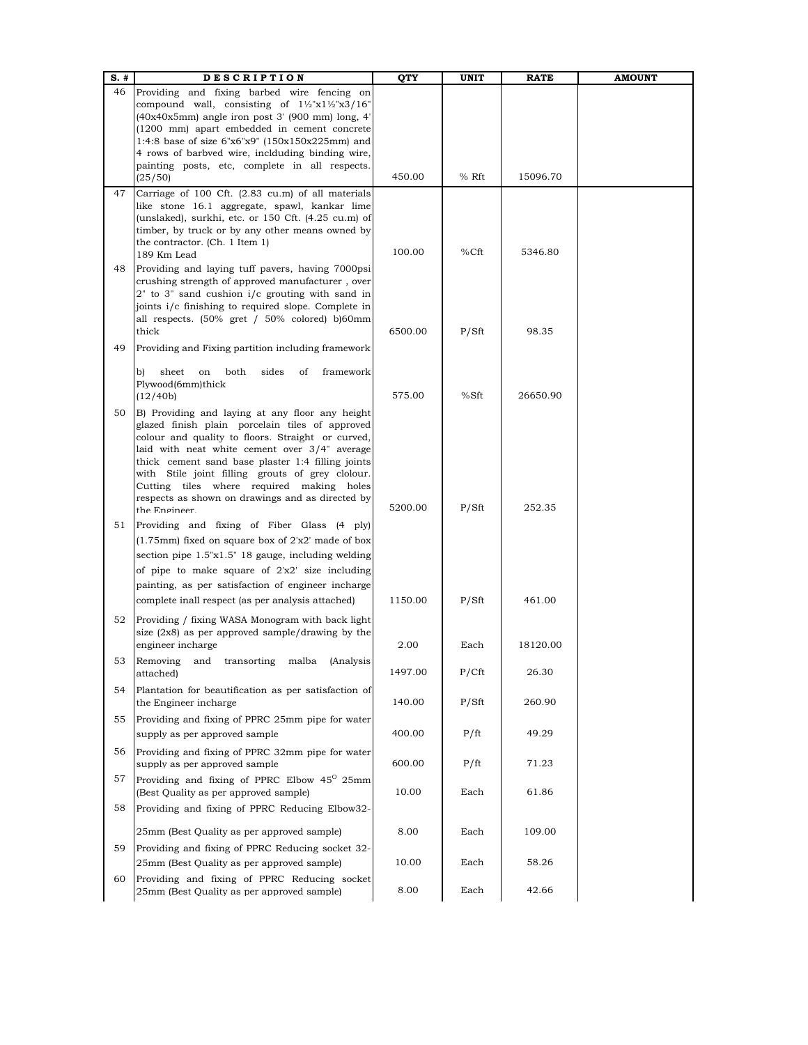| S. # | DESCRIPTION | QTY | UNIT | RATE | AMOUNT |
|---|---|---|---|---|---|
| 46 | Providing and fixing barbed wire fencing on compound wall, consisting of 1½"x1½"x3/16" (40x40x5mm) angle iron post 3' (900 mm) long, 4' (1200 mm) apart embedded in cement concrete 1:4:8 base of size 6"x6"x9" (150x150x225mm) and 4 rows of barbved wire, inclduding binding wire, painting posts, etc, complete in all respects. (25/50) | 450.00 | % Rft | 15096.70 | |
| 47 | Carriage of 100 Cft. (2.83 cu.m) of all materials like stone 16.1 aggregate, spawl, kankar lime (unslaked), surkhi, etc. or 150 Cft. (4.25 cu.m) of timber, by truck or by any other means owned by the contractor. (Ch. 1 Item 1) 189 Km Lead | 100.00 | %Cft | 5346.80 | |
| 48 | Providing and laying tuff pavers, having 7000psi crushing strength of approved manufacturer , over 2" to 3" sand cushion i/c grouting with sand in joints i/c finishing to required slope. Complete in all respects. (50% gret / 50% colored) b)60mm thick | 6500.00 | P/Sft | 98.35 | |
| 49 | Providing and Fixing partition including framework<br>b) sheet on both sides of framework Plywood(6mm)thick (12/40b) | 575.00 | %Sft | 26650.90 | |
| 50 | B) Providing and laying at any floor any height glazed finish plain porcelain tiles of approved colour and quality to floors. Straight or curved, laid with neat white cement over 3/4" average thick cement sand base plaster 1:4 filling joints with Stile joint filling grouts of grey clolour. Cutting tiles where required making holes respects as shown on drawings and as directed by the Engineer. | 5200.00 | P/Sft | 252.35 | |
| 51 | Providing and fixing of Fiber Glass (4 ply) (1.75mm) fixed on square box of 2'x2' made of box section pipe 1.5"x1.5" 18 gauge, including welding of pipe to make square of 2'x2' size including painting, as per satisfaction of engineer incharge complete inall respect (as per analysis attached) | 1150.00 | P/Sft | 461.00 | |
| 52 | Providing / fixing WASA Monogram with back light size (2x8) as per approved sample/drawing by the engineer incharge | 2.00 | Each | 18120.00 | |
| 53 | Removing and transorting malba (Analysis attached) | 1497.00 | P/Cft | 26.30 | |
| 54 | Plantation for beautification as per satisfaction of the Engineer incharge | 140.00 | P/Sft | 260.90 | |
| 55 | Providing and fixing of PPRC 25mm pipe for water supply as per approved sample | 400.00 | P/ft | 49.29 | |
| 56 | Providing and fixing of PPRC 32mm pipe for water supply as per approved sample | 600.00 | P/ft | 71.23 | |
| 57 | Providing and fixing of PPRC Elbow 45$^{o}$ 25mm (Best Quality as per approved sample) | 10.00 | Each | 61.86 | |
| 58 | Providing and fixing of PPRC Reducing Elbow32-25mm (Best Quality as per approved sample) | 8.00 | Each | 109.00 | |
| 59 | Providing and fixing of PPRC Reducing socket 32-25mm (Best Quality as per approved sample) | 10.00 | Each | 58.26 | |
| 60 | Providing and fixing of PPRC Reducing socket 25mm (Best Quality as per approved sample) | 8.00 | Each | 42.66 | |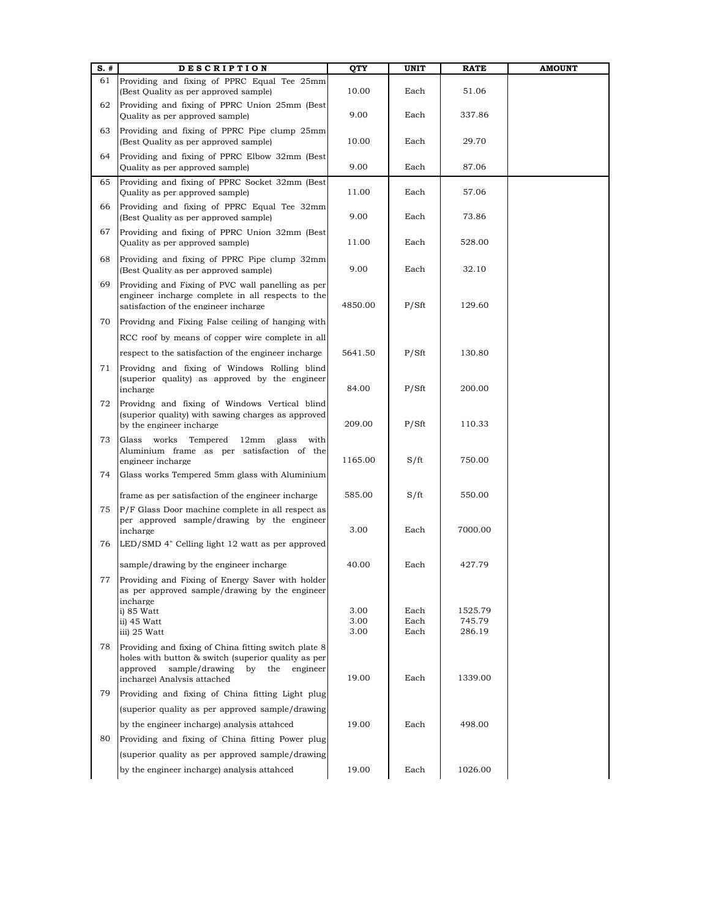| S. # | DESCRIPTION | QTY | UNIT | RATE | AMOUNT |
|---|---|---|---|---|---|
| 61 | Providing and fixing of PPRC Equal Tee 25mm (Best Quality as per approved sample) | 10.00 | Each | 51.06 | |
| 62 | Providing and fixing of PPRC Union 25mm (Best Quality as per approved sample) | 9.00 | Each | 337.86 | |
| 63 | Providing and fixing of PPRC Pipe clump 25mm (Best Quality as per approved sample) | 10.00 | Each | 29.70 | |
| 64 | Providing and fixing of PPRC Elbow 32mm (Best Quality as per approved sample) | 9.00 | Each | 87.06 | |
| 65 | Providing and fixing of PPRC Socket 32mm (Best Quality as per approved sample) | 11.00 | Each | 57.06 | |
| 66 | Providing and fixing of PPRC Equal Tee 32mm (Best Quality as per approved sample) | 9.00 | Each | 73.86 | |
| 67 | Providing and fixing of PPRC Union 32mm (Best Quality as per approved sample) | 11.00 | Each | 528.00 | |
| 68 | Providing and fixing of PPRC Pipe clump 32mm (Best Quality as per approved sample) | 9.00 | Each | 32.10 | |
| 69 | Providing and Fixing of PVC wall panelling as per engineer incharge complete in all respects to the satisfaction of the engineer incharge | 4850.00 | P/Sft | 129.60 | |
| 70 | Providng and Fixing False ceiling of hanging with RCC roof by means of copper wire complete in all respect to the satisfaction of the engineer incharge | 5641.50 | P/Sft | 130.80 | |
| 71 | Providng and fixing of Windows Rolling blind (superior quality) as approved by the engineer incharge | 84.00 | P/Sft | 200.00 | |
| 72 | Providng and fixing of Windows Vertical blind (superior quality) with sawing charges as approved by the engineer incharge | 209.00 | P/Sft | 110.33 | |
| 73 | Glass works Tempered 12mm glass with Aluminium frame as per satisfaction of the engineer incharge | 1165.00 | S/ft | 750.00 | |
| 74 | Glass works Tempered 5mm glass with Aluminium frame as per satisfaction of the engineer incharge | 585.00 | S/ft | 550.00 | |
| 75 | P/F Glass Door machine complete in all respect as per approved sample/drawing by the engineer incharge | 3.00 | Each | 7000.00 | |
| 76 | LED/SMD 4" Celling light 12 watt as per approved sample/drawing by the engineer incharge | 40.00 | Each | 427.79 | |
| 77 | Providing and Fixing of Energy Saver with holder as per approved sample/drawing by the engineer incharge | | | | |
| | i) 85 Watt | 3.00 | Each | 1525.79 | |
| | ii) 45 Watt | 3.00 | Each | 745.79 | |
| | iii) 25 Watt | 3.00 | Each | 286.19 | |
| 78 | Providing and fixing of China fitting switch plate 8 holes with button & switch (superior quality as per approved sample/drawing by the engineer incharge) Analysis attached | 19.00 | Each | 1339.00 | |
| 79 | Providing and fixing of China fitting Light plug (superior quality as per approved sample/drawing by the engineer incharge) analysis attahced | 19.00 | Each | 498.00 | |
| 80 | Providing and fixing of China fitting Power plug (superior quality as per approved sample/drawing by the engineer incharge) analysis attahced | 19.00 | Each | 1026.00 | |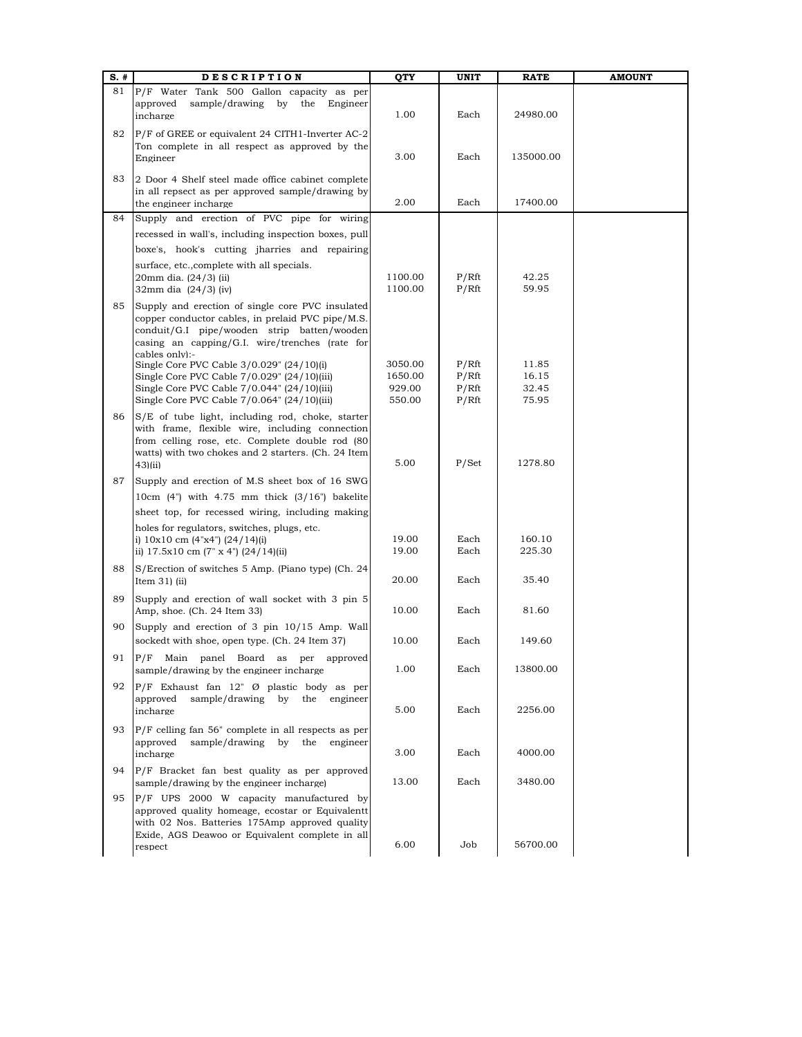| S. # | DESCRIPTION | QTY | UNIT | RATE | AMOUNT |
|---|---|---|---|---|---|
| 81 | P/F Water Tank 500 Gallon capacity as per approved sample/drawing by the Engineer incharge | 1.00 | Each | 24980.00 | |
| 82 | P/F of GREE or equivalent 24 CITH1-Inverter AC-2 Ton complete in all respect as approved by the Engineer | 3.00 | Each | 135000.00 | |
| 83 | 2 Door 4 Shelf steel made office cabinet complete in all repsect as per approved sample/drawing by the engineer incharge | 2.00 | Each | 17400.00 | |
| 84 | Supply and erection of PVC pipe for wiring recessed in wall's, including inspection boxes, pull boxe's, hook's cutting jharries and repairing surface, etc.,complete with all specials. | | | | |
| | 20mm dia. (24/3) (ii) | 1100.00 | P/Rft | 42.25 | |
| | 32mm dia (24/3) (iv) | 1100.00 | P/Rft | 59.95 | |
| 85 | Supply and erection of single core PVC insulated copper conductor cables, in prelaid PVC pipe/M.S. conduit/G.I pipe/wooden strip batten/wooden casing an capping/G.I. wire/trenches (rate for cables only):- | | | | |
| | Single Core PVC Cable 3/0.029" (24/10)(i) | 3050.00 | P/Rft | 11.85 | |
| | Single Core PVC Cable 7/0.029" (24/10)(iii) | 1650.00 | P/Rft | 16.15 | |
| | Single Core PVC Cable 7/0.044" (24/10)(iii) | 929.00 | P/Rft | 32.45 | |
| | Single Core PVC Cable 7/0.064" (24/10)(iii) | 550.00 | P/Rft | 75.95 | |
| 86 | S/E of tube light, including rod, choke, starter with frame, flexible wire, including connection from celling rose, etc. Complete double rod (80 watts) with two chokes and 2 starters. (Ch. 24 Item 43)(ii) | 5.00 | P/Set | 1278.80 | |
| 87 | Supply and erection of M.S sheet box of 16 SWG 10cm (4") with 4.75 mm thick (3/16") bakelite sheet top, for recessed wiring, including making holes for regulators, switches, plugs, etc. | | | | |
| | i) 10x10 cm (4"x4") (24/14)(i) | 19.00 | Each | 160.10 | |
| | ii) 17.5x10 cm (7" x 4") (24/14)(ii) | 19.00 | Each | 225.30 | |
| 88 | S/Erection of switches 5 Amp. (Piano type) (Ch. 24 Item 31) (ii) | 20.00 | Each | 35.40 | |
| 89 | Supply and erection of wall socket with 3 pin 5 Amp, shoe. (Ch. 24 Item 33) | 10.00 | Each | 81.60 | |
| 90 | Supply and erection of 3 pin 10/15 Amp. Wall sockedt with shoe, open type. (Ch. 24 Item 37) | 10.00 | Each | 149.60 | |
| 91 | P/F Main panel Board as per approved sample/drawing by the engineer incharge | 1.00 | Each | 13800.00 | |
| 92 | P/F Exhaust fan 12" Ø plastic body as per approved sample/drawing by the engineer incharge | 5.00 | Each | 2256.00 | |
| 93 | P/F celling fan 56" complete in all respects as per approved sample/drawing by the engineer incharge | 3.00 | Each | 4000.00 | |
| 94 | P/F Bracket fan best quality as per approved sample/drawing by the engineer incharge) | 13.00 | Each | 3480.00 | |
| 95 | P/F UPS 2000 W capacity manufactured by approved quality homeage, ecostar or Equivalentt with 02 Nos. Batteries 175Amp approved quality Exide, AGS Deawoo or Equivalent complete in all respect | 6.00 | Job | 56700.00 | |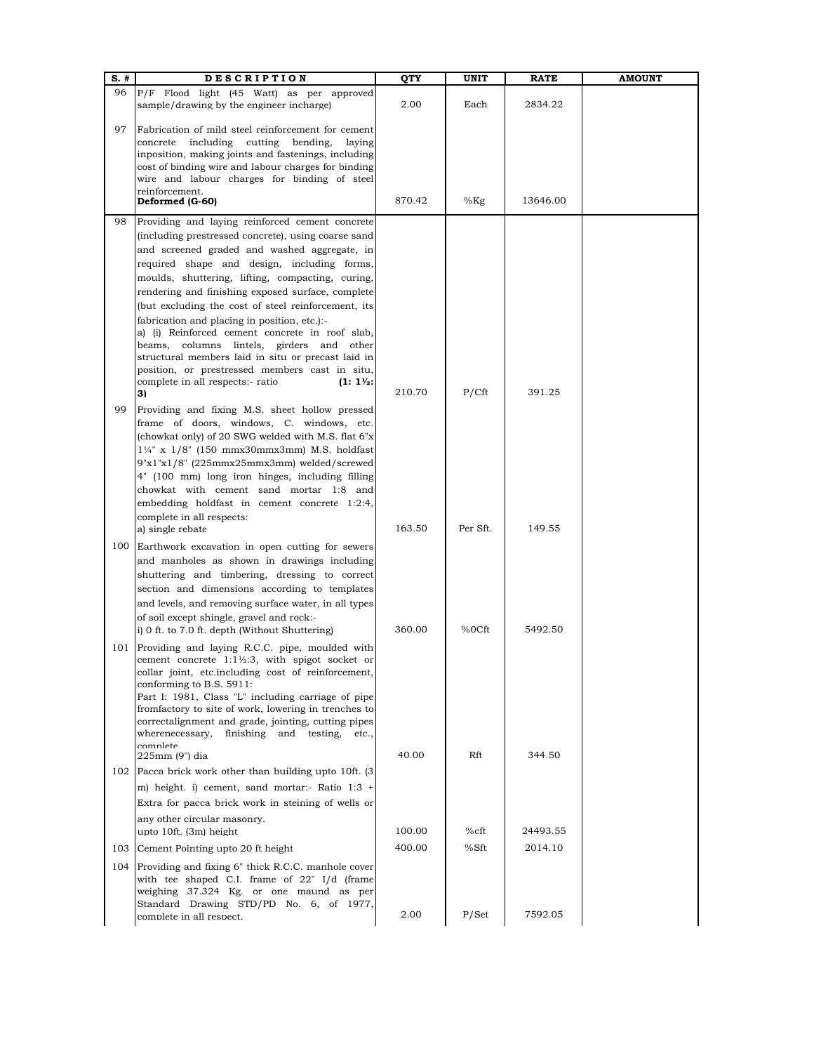| S. # | DESCRIPTION | QTY | UNIT | RATE | AMOUNT |
|---|---|---|---|---|---|
| 96 | P/F Flood light (45 Watt) as per approved sample/drawing by the engineer incharge) | 2.00 | Each | 2834.22 | |
| 97 | Fabrication of mild steel reinforcement for cement concrete including cutting bending, laying inposition, making joints and fastenings, including cost of binding wire and labour charges for binding wire and labour charges for binding of steel reinforcement. **Deformed (G-60)** | 870.42 | %Kg | 13646.00 | |
| 98 | Providing and laying reinforced cement concrete (including prestressed concrete), using coarse sand and screened graded and washed aggregate, in required shape and design, including forms, moulds, shuttering, lifting, compacting, curing, rendering and finishing exposed surface, complete (but excluding the cost of steel reinforcement, its fabrication and placing in position, etc.):- a) (i) Reinforced cement concrete in roof slab, beams, columns lintels, girders and other structural members laid in situ or precast laid in position, or prestressed members cast in situ, complete in all respects:- ratio **(1: 1½: 3)** | 210.70 | P/Cft | 391.25 | |
| 99 | Providing and fixing M.S. sheet hollow pressed frame of doors, windows, C. windows, etc. (chowkat only) of 20 SWG welded with M.S. flat 6"x 1¼" x 1/8" (150 mmx30mmx3mm) M.S. holdfast 9"x1"x1/8" (225mmx25mmx3mm) welded/screwed 4" (100 mm) long iron hinges, including filling chowkat with cement sand mortar 1:8 and embedding holdfast in cement concrete 1:2:4, complete in all respects: a) single rebate | 163.50 | Per Sft. | 149.55 | |
| 100 | Earthwork excavation in open cutting for sewers and manholes as shown in drawings including shuttering and timbering, dressing to correct section and dimensions according to templates and levels, and removing surface water, in all types of soil except shingle, gravel and rock:- i) 0 ft. to 7.0 ft. depth (Without Shuttering) | 360.00 | %0Cft | 5492.50 | |
| 101 | Providing and laying R.C.C. pipe, moulded with cement concrete 1:1½:3, with spigot socket or collar joint, etc.including cost of reinforcement, conforming to B.S. 5911: Part I: 1981, Class "L" including carriage of pipe fromfactory to site of work, lowering in trenches to correctalignment and grade, jointing, cutting pipes wherenecessary, finishing and testing, etc., complete. 225mm (9") dia | 40.00 | Rft | 344.50 | |
| 102 | Pacca brick work other than building upto 10ft. (3 m) height. i) cement, sand mortar:- Ratio 1:3 + Extra for pacca brick work in steining of wells or any other circular masonry. upto 10ft. (3m) height | 100.00 | %cft | 24493.55 | |
| 103 | Cement Pointing upto 20 ft height | 400.00 | %Sft | 2014.10 | |
| 104 | Providing and fixing 6" thick R.C.C. manhole cover with tee shaped C.I. frame of 22" I/d (frame weighing 37.324 Kg. or one maund as per Standard Drawing STD/PD No. 6, of 1977, complete in all respect. | 2.00 | P/Set | 7592.05 | |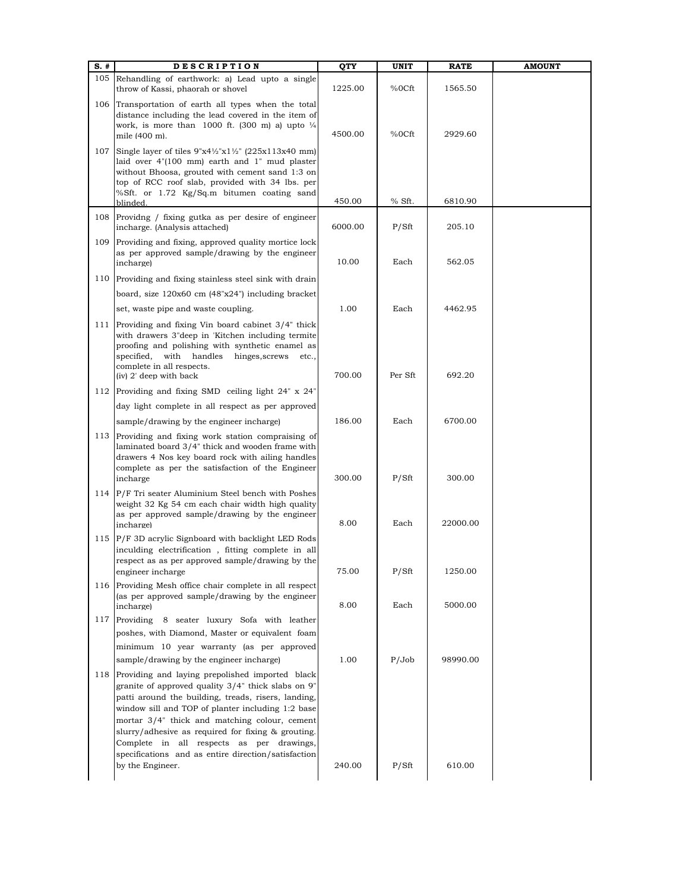| S. # | DESCRIPTION | QTY | UNIT | RATE | AMOUNT |
|---|---|---|---|---|---|
| 105 | Rehandling of earthwork: a) Lead upto a single throw of Kassi, phaorah or shovel | 1225.00 | %0Cft | 1565.50 | |
| 106 | Transportation of earth all types when the total distance including the lead covered in the item of work, is more than 1000 ft. (300 m) a) upto ¼ mile (400 m). | 4500.00 | %0Cft | 2929.60 | |
| 107 | Single layer of tiles 9"x4½"x1½" (225x113x40 mm) laid over 4"(100 mm) earth and 1" mud plaster without Bhoosa, grouted with cement sand 1:3 on top of RCC roof slab, provided with 34 lbs. per %Sft. or 1.72 Kg/Sq.m bitumen coating sand blinded. | 450.00 | % Sft. | 6810.90 | |
| 108 | Providng / fixing gutka as per desire of engineer incharge. (Analysis attached) | 6000.00 | P/Sft | 205.10 | |
| 109 | Providing and fixing, approved quality mortice lock as per approved sample/drawing by the engineer incharge) | 10.00 | Each | 562.05 | |
| 110 | Providing and fixing stainless steel sink with drain board, size 120x60 cm (48"x24") including bracket set, waste pipe and waste coupling. | 1.00 | Each | 4462.95 | |
| 111 | Providing and fixing Vin board cabinet 3/4" thick with drawers 3"deep in 'Kitchen including termite proofing and polishing with synthetic enamel as specified, with handles hinges,screws etc., complete in all respects.<br>(iv) 2' deep with back | 700.00 | Per Sft | 692.20 | |
| 112 | Providing and fixing SMD ceiling light 24" x 24" day light complete in all respect as per approved sample/drawing by the engineer incharge) | 186.00 | Each | 6700.00 | |
| 113 | Providing and fixing work station compraising of laminated board 3/4" thick and wooden frame with drawers 4 Nos key board rock with ailing handles complete as per the satisfaction of the Engineer incharge | 300.00 | P/Sft | 300.00 | |
| 114 | P/F Tri seater Aluminium Steel bench with Poshes weight 32 Kg 54 cm each chair width high quality as per approved sample/drawing by the engineer incharge) | 8.00 | Each | 22000.00 | |
| 115 | P/F 3D acrylic Signboard with backlight LED Rods inculding electrification , fitting complete in all respect as as per approved sample/drawing by the engineer incharge | 75.00 | P/Sft | 1250.00 | |
| 116 | Providing Mesh office chair complete in all respect (as per approved sample/drawing by the engineer incharge) | 8.00 | Each | 5000.00 | |
| 117 | Providing 8 seater luxury Sofa with leather poshes, with Diamond, Master or equivalent foam minimum 10 year warranty (as per approved sample/drawing by the engineer incharge) | 1.00 | P/Job | 98990.00 | |
| 118 | Providing and laying prepolished imported black granite of approved quality 3/4" thick slabs on 9" patti around the building, treads, risers, landing, window sill and TOP of planter including 1:2 base mortar 3/4" thick and matching colour, cement slurry/adhesive as required for fixing & grouting. Complete in all respects as per drawings, specifications and as entire direction/satisfaction by the Engineer. | 240.00 | P/Sft | 610.00 | |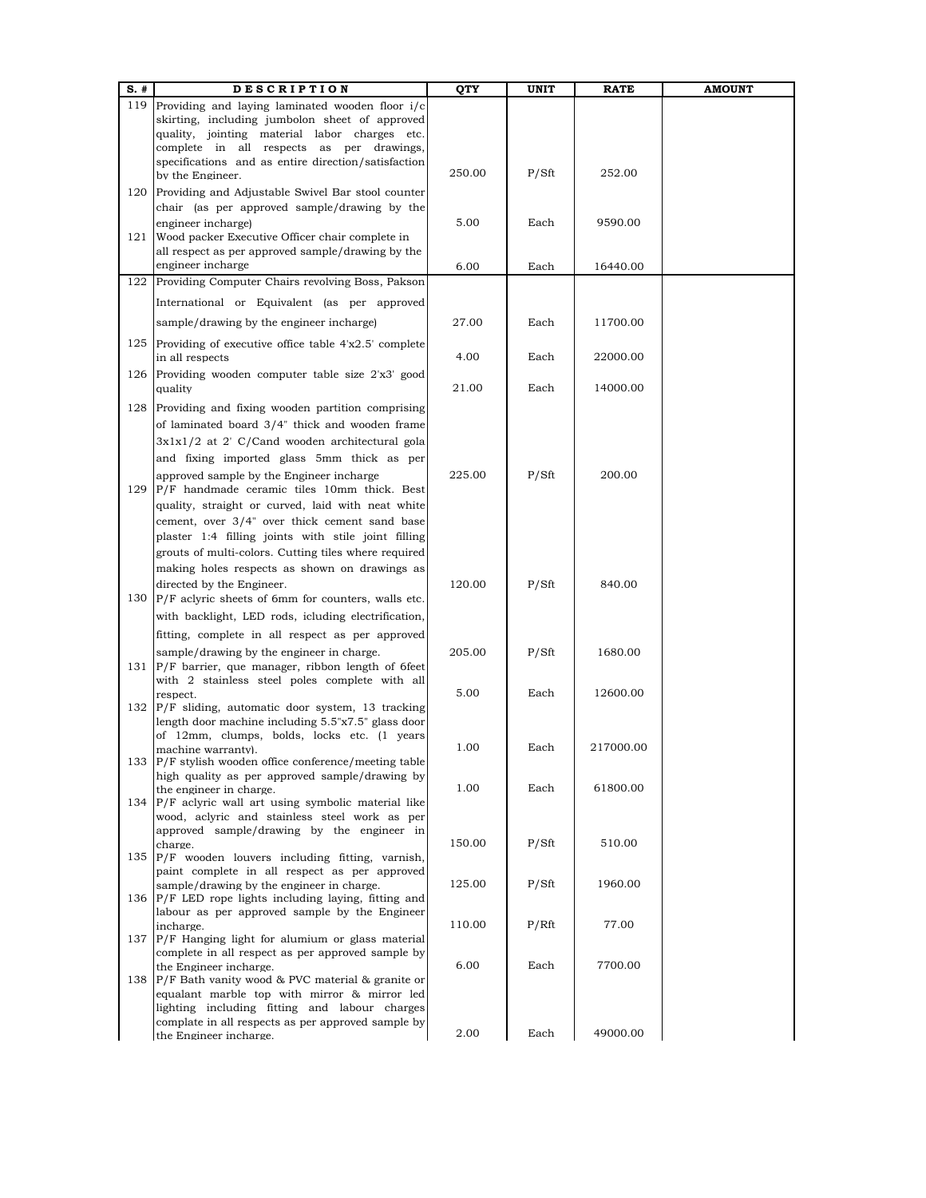| S. # | DESCRIPTION | QTY | UNIT | RATE | AMOUNT |
|---|---|---|---|---|---|
| 119 | Providing and laying laminated wooden floor i/c skirting, including jumbolon sheet of approved quality, jointing material labor charges etc. complete in all respects as per drawings, specifications and as entire direction/satisfaction by the Engineer. | 250.00 | P/Sft | 252.00 | |
| 120 | Providing and Adjustable Swivel Bar stool counter chair (as per approved sample/drawing by the engineer incharge) | 5.00 | Each | 9590.00 | |
| 121 | Wood packer Executive Officer chair complete in all respect as per approved sample/drawing by the engineer incharge | 6.00 | Each | 16440.00 | |
| 122 | Providing Computer Chairs revolving Boss, Pakson International or Equivalent (as per approved sample/drawing by the engineer incharge) | 27.00 | Each | 11700.00 | |
| 125 | Providing of executive office table 4'x2.5' complete in all respects | 4.00 | Each | 22000.00 | |
| 126 | Providing wooden computer table size 2'x3' good quality | 21.00 | Each | 14000.00 | |
| 128 | Providing and fixing wooden partition comprising of laminated board 3/4" thick and wooden frame 3x1x1/2 at 2' C/Cand wooden architectural gola and fixing imported glass 5mm thick as per approved sample by the Engineer incharge | 225.00 | P/Sft | 200.00 | |
| 129 | P/F handmade ceramic tiles 10mm thick. Best quality, straight or curved, laid with neat white cement, over 3/4" over thick cement sand base plaster 1:4 filling joints with stile joint filling grouts of multi-colors. Cutting tiles where required making holes respects as shown on drawings as directed by the Engineer. | 120.00 | P/Sft | 840.00 | |
| 130 | P/F aclyric sheets of 6mm for counters, walls etc. with backlight, LED rods, icluding electrification, fitting, complete in all respect as per approved sample/drawing by the engineer in charge. | 205.00 | P/Sft | 1680.00 | |
| 131 | P/F barrier, que manager, ribbon length of 6feet with 2 stainless steel poles complete with all respect. | 5.00 | Each | 12600.00 | |
| 132 | P/F sliding, automatic door system, 13 tracking length door machine including 5.5"x7.5" glass door of 12mm, clumps, bolds, locks etc. (1 years machine warranty). | 1.00 | Each | 217000.00 | |
| 133 | P/F stylish wooden office conference/meeting table high quality as per approved sample/drawing by the engineer in charge. | 1.00 | Each | 61800.00 | |
| 134 | P/F aclyric wall art using symbolic material like wood, aclyric and stainless steel work as per approved sample/drawing by the engineer in charge. | 150.00 | P/Sft | 510.00 | |
| 135 | P/F wooden louvers including fitting, varnish, paint complete in all respect as per approved sample/drawing by the engineer in charge. | 125.00 | P/Sft | 1960.00 | |
| 136 | P/F LED rope lights including laying, fitting and labour as per approved sample by the Engineer incharge. | 110.00 | P/Rft | 77.00 | |
| 137 | P/F Hanging light for alumium or glass material complete in all respect as per approved sample by the Engineer incharge. | 6.00 | Each | 7700.00 | |
| 138 | P/F Bath vanity wood & PVC material & granite or equalant marble top with mirror & mirror led lighting including fitting and labour charges complate in all respects as per approved sample by the Engineer incharge. | 2.00 | Each | 49000.00 | |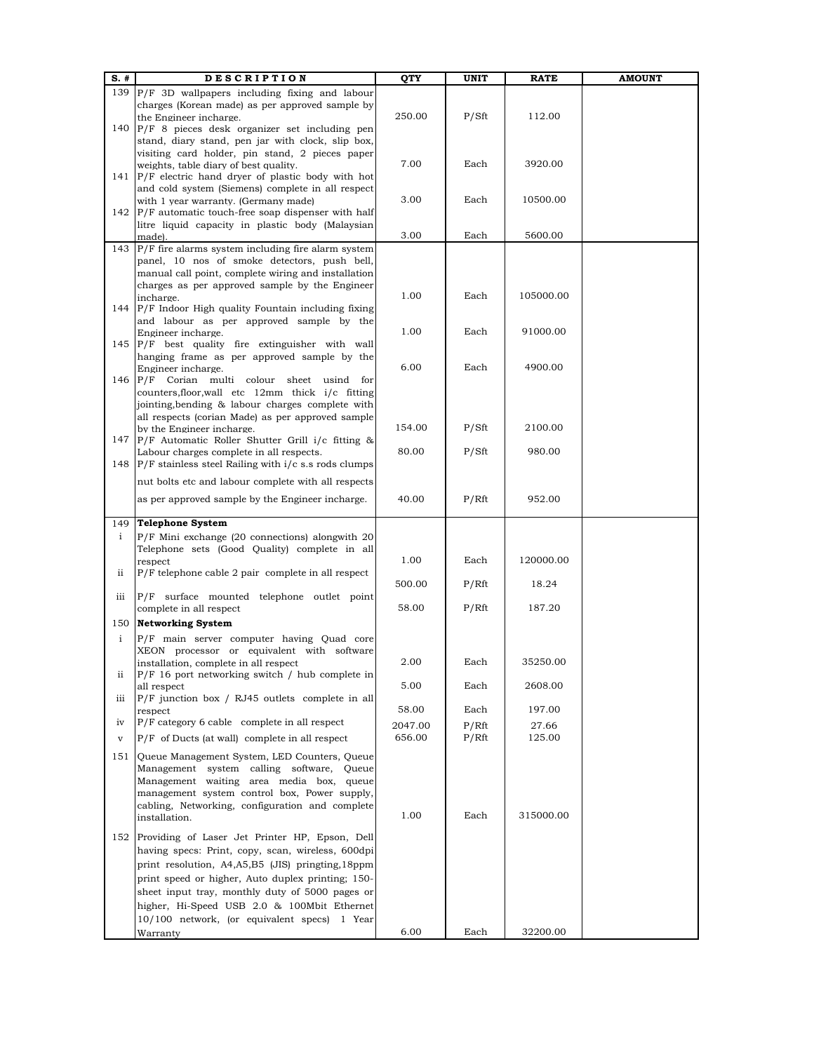| S. # | DESCRIPTION | QTY | UNIT | RATE | AMOUNT |
|---|---|---|---|---|---|
| 139 | P/F 3D wallpapers including fixing and labour charges (Korean made) as per approved sample by the Engineer incharge. | 250.00 | P/Sft | 112.00 | |
| 140 | P/F 8 pieces desk organizer set including pen stand, diary stand, pen jar with clock, slip box, visiting card holder, pin stand, 2 pieces paper weights, table diary of best quality. | 7.00 | Each | 3920.00 | |
| 141 | P/F electric hand dryer of plastic body with hot and cold system (Siemens) complete in all respect with 1 year warranty. (Germany made) | 3.00 | Each | 10500.00 | |
| 142 | P/F automatic touch-free soap dispenser with half litre liquid capacity in plastic body (Malaysian made). | 3.00 | Each | 5600.00 | |
| 143 | P/F fire alarms system including fire alarm system panel, 10 nos of smoke detectors, push bell, manual call point, complete wiring and installation charges as per approved sample by the Engineer incharge. | 1.00 | Each | 105000.00 | |
| 144 | P/F Indoor High quality Fountain including fixing and labour as per approved sample by the Engineer incharge. | 1.00 | Each | 91000.00 | |
| 145 | P/F best quality fire extinguisher with wall hanging frame as per approved sample by the Engineer incharge. | 6.00 | Each | 4900.00 | |
| 146 | P/F Corian multi colour sheet usind for counters,floor,wall etc 12mm thick i/c fitting jointing,bending & labour charges complete with all respects (corian Made) as per approved sample by the Engineer incharge. | 154.00 | P/Sft | 2100.00 | |
| 147 | P/F Automatic Roller Shutter Grill i/c fitting & Labour charges complete in all respects. | 80.00 | P/Sft | 980.00 | |
| 148 | P/F stainless steel Railing with i/c s.s rods clumps nut bolts etc and labour complete with all respects as per approved sample by the Engineer incharge. | 40.00 | P/Rft | 952.00 | |
| 149 | **Telephone System** | | | | |
| i | P/F Mini exchange (20 connections) alongwith 20 Telephone sets (Good Quality) complete in all respect | 1.00 | Each | 120000.00 | |
| ii | P/F telephone cable 2 pair complete in all respect | 500.00 | P/Rft | 18.24 | |
| iii | P/F surface mounted telephone outlet point complete in all respect | 58.00 | P/Rft | 187.20 | |
| 150 | **Networking System** | | | | |
| i | P/F main server computer having Quad core XEON processor or equivalent with software installation, complete in all respect | 2.00 | Each | 35250.00 | |
| ii | P/F 16 port networking switch / hub complete in all respect | 5.00 | Each | 2608.00 | |
| iii | P/F junction box / RJ45 outlets complete in all respect | 58.00 | Each | 197.00 | |
| iv | P/F category 6 cable complete in all respect | 2047.00 | P/Rft | 27.66 | |
| v | P/F of Ducts (at wall) complete in all respect | 656.00 | P/Rft | 125.00 | |
| 151 | Queue Management System, LED Counters, Queue Management system calling software, Queue Management waiting area media box, queue management system control box, Power supply, cabling, Networking, configuration and complete installation. | 1.00 | Each | 315000.00 | |
| 152 | Providing of Laser Jet Printer HP, Epson, Dell having specs: Print, copy, scan, wireless, 600dpi print resolution, A4,A5,B5 (JIS) pringting,18ppm print speed or higher, Auto duplex printing; 150-sheet input tray, monthly duty of 5000 pages or higher, Hi-Speed USB 2.0 & 100Mbit Ethernet 10/100 network, (or equivalent specs) 1 Year Warranty | 6.00 | Each | 32200.00 | |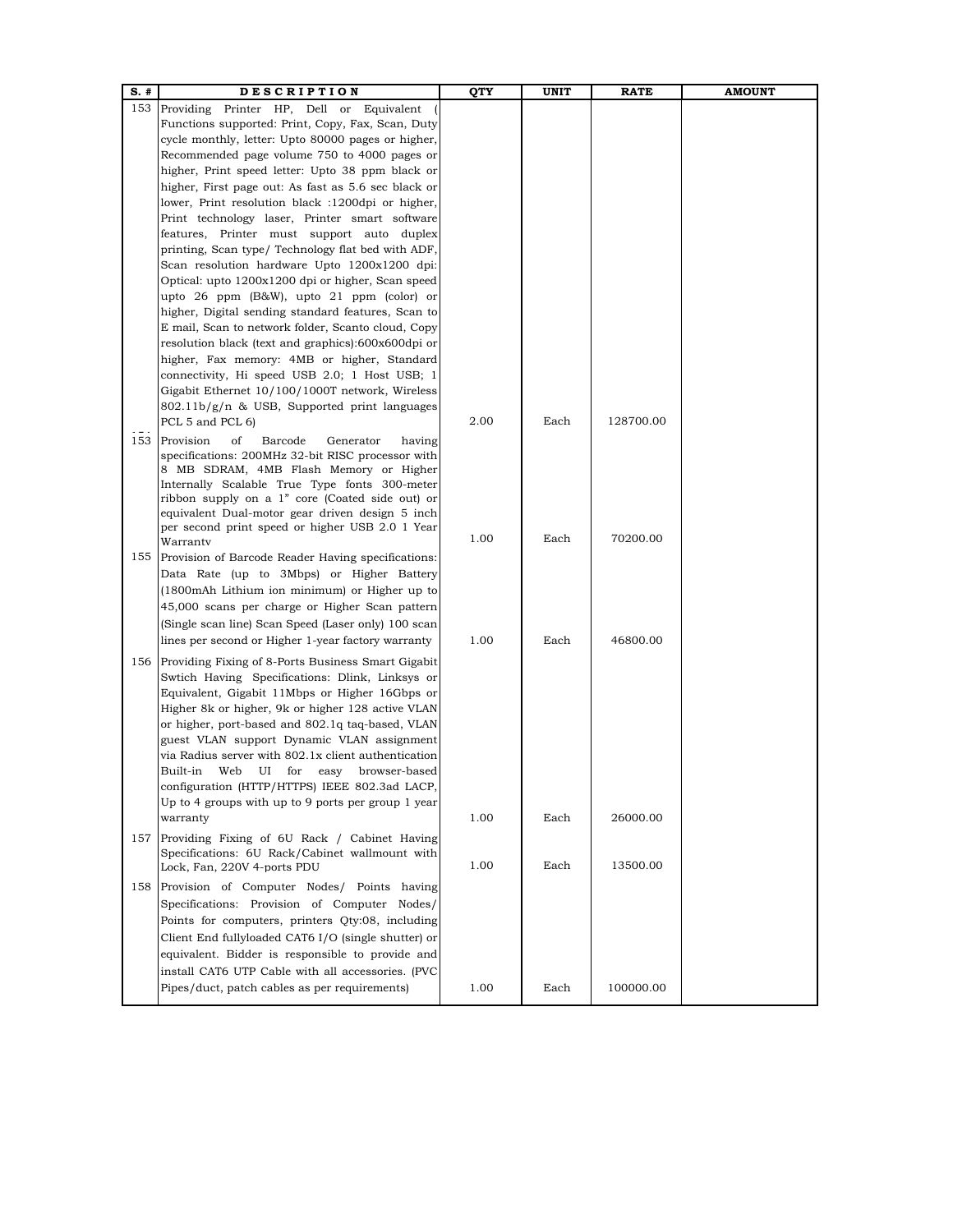| S. # | DESCRIPTION | QTY | UNIT | RATE | AMOUNT |
|---|---|---|---|---|---|
| 153 | Providing Printer HP, Dell or Equivalent ( Functions supported: Print, Copy, Fax, Scan, Duty cycle monthly, letter: Upto 80000 pages or higher, Recommended page volume 750 to 4000 pages or higher, Print speed letter: Upto 38 ppm black or higher, First page out: As fast as 5.6 sec black or lower, Print resolution black :1200dpi or higher, Print technology laser, Printer smart software features, Printer must support auto duplex printing, Scan type/ Technology flat bed with ADF, Scan resolution hardware Upto 1200x1200 dpi: Optical: upto 1200x1200 dpi or higher, Scan speed upto 26 ppm (B&W), upto 21 ppm (color) or higher, Digital sending standard features, Scan to E mail, Scan to network folder, Scanto cloud, Copy resolution black (text and graphics):600x600dpi or higher, Fax memory: 4MB or higher, Standard connectivity, Hi speed USB 2.0; 1 Host USB; 1 Gigabit Ethernet 10/100/1000T network, Wireless 802.11b/g/n & USB, Supported print languages PCL 5 and PCL 6) | 2.00 | Each | 128700.00 | |
| 153 | Provision of Barcode Generator having specifications: 200MHz 32-bit RISC processor with 8 MB SDRAM, 4MB Flash Memory or Higher Internally Scalable True Type fonts 300-meter ribbon supply on a 1" core (Coated side out) or equivalent Dual-motor gear driven design 5 inch per second print speed or higher USB 2.0 1 Year Warranty | 1.00 | Each | 70200.00 | |
| 155 | Provision of Barcode Reader Having specifications: Data Rate (up to 3Mbps) or Higher Battery (1800mAh Lithium ion minimum) or Higher up to 45,000 scans per charge or Higher Scan pattern (Single scan line) Scan Speed (Laser only) 100 scan lines per second or Higher 1-year factory warranty | 1.00 | Each | 46800.00 | |
| 156 | Providing Fixing of 8-Ports Business Smart Gigabit Swtich Having Specifications: Dlink, Linksys or Equivalent, Gigabit 11Mbps or Higher 16Gbps or Higher 8k or higher, 9k or higher 128 active VLAN or higher, port-based and 802.1q taq-based, VLAN guest VLAN support Dynamic VLAN assignment via Radius server with 802.1x client authentication Built-in Web UI for easy browser-based configuration (HTTP/HTTPS) IEEE 802.3ad LACP, Up to 4 groups with up to 9 ports per group 1 year warranty | 1.00 | Each | 26000.00 | |
| 157 | Providing Fixing of 6U Rack / Cabinet Having Specifications: 6U Rack/Cabinet wallmount with Lock, Fan, 220V 4-ports PDU | 1.00 | Each | 13500.00 | |
| 158 | Provision of Computer Nodes/ Points having Specifications: Provision of Computer Nodes/ Points for computers, printers Qty:08, including Client End fullyloaded CAT6 I/O (single shutter) or equivalent. Bidder is responsible to provide and install CAT6 UTP Cable with all accessories. (PVC Pipes/duct, patch cables as per requirements) | 1.00 | Each | 100000.00 | |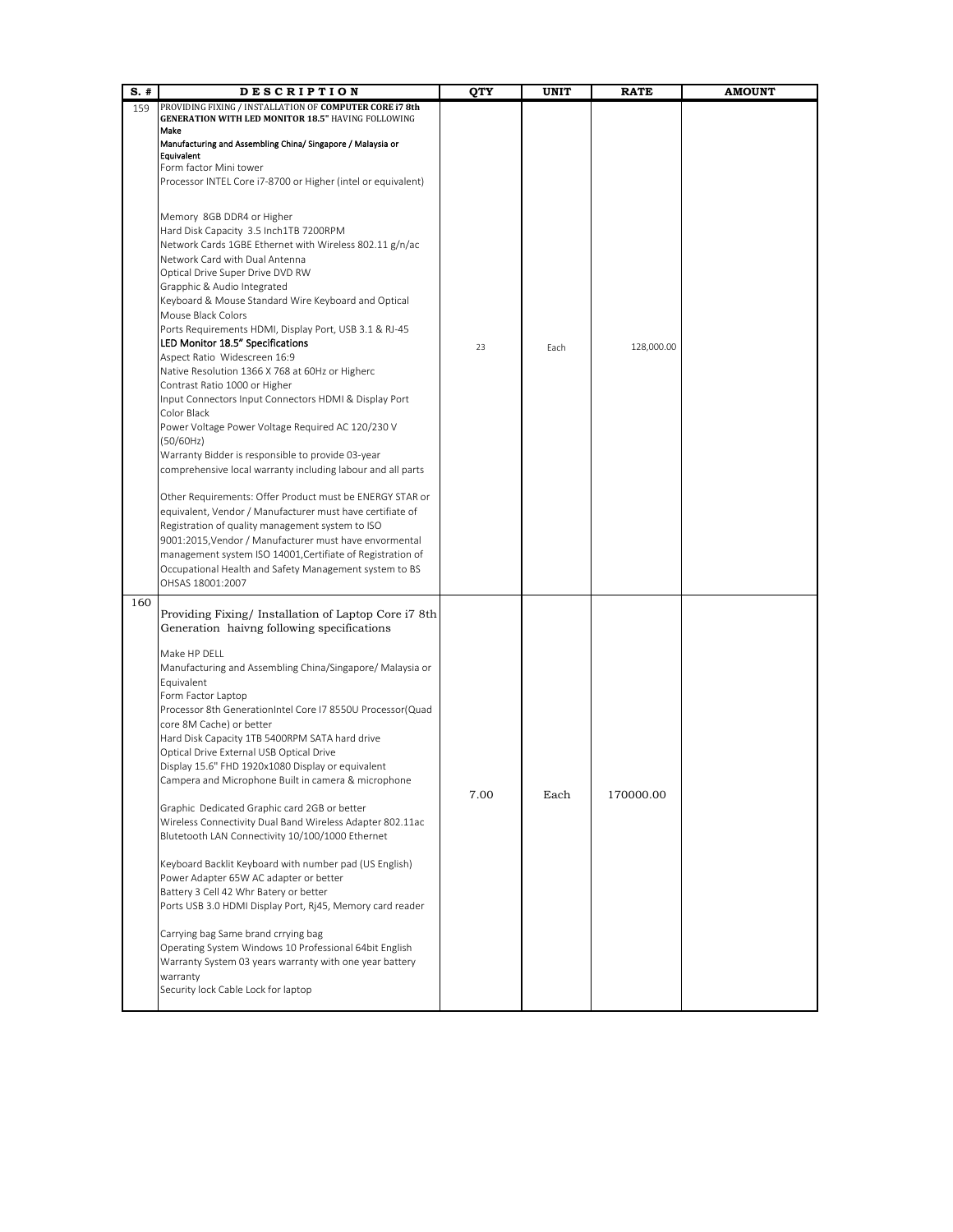| S. # | DESCRIPTION | QTY | UNIT | RATE | AMOUNT |
|---|---|---|---|---|---|
| 159 | PROVIDING FIXING / INSTALLATION OF **COMPUTER CORE i7 8th GENERATION WITH LED MONITOR 18.5"** HAVING FOLLOWING<br>**Make**<br>**Manufacturing and Assembling China/ Singapore / Malaysia or Equivalent**<br>Form factor Mini tower<br>Processor INTEL Core i7-8700 or Higher (intel or equivalent)<br><br>Memory 8GB DDR4 or Higher<br>Hard Disk Capacity 3.5 Inch1TB 7200RPM<br>Network Cards 1GBE Ethernet with Wireless 802.11 g/n/ac Network Card with Dual Antenna<br>Optical Drive Super Drive DVD RW<br>Grapphic & Audio Integrated<br>Keyboard & Mouse Standard Wire Keyboard and Optical Mouse Black Colors<br>Ports Requirements HDMI, Display Port, USB 3.1 & RJ-45<br>**LED Monitor 18.5" Specifications**<br>Aspect Ratio Widescreen 16:9<br>Native Resolution 1366 X 768 at 60Hz or Higherc<br>Contrast Ratio 1000 or Higher<br>Input Connectors Input Connectors HDMI & Display Port<br>Color Black<br>Power Voltage Power Voltage Required AC 120/230 V (50/60Hz)<br>Warranty Bidder is responsible to provide 03-year comprehensive local warranty including labour and all parts<br><br>Other Requirements: Offer Product must be ENERGY STAR or equivalent, Vendor / Manufacturer must have certifiate of Registration of quality management system to ISO 9001:2015,Vendor / Manufacturer must have envormental management system ISO 14001,Certifiate of Registration of Occupational Health and Safety Management system to BS OHSAS 18001:2007 | 23 | Each | 128,000.00 | |
| 160 | Providing Fixing/ Installation of Laptop Core i7 8th Generation haivng following specifications<br><br>Make HP DELL<br>Manufacturing and Assembling China/Singapore/ Malaysia or Equivalent<br>Form Factor Laptop<br>Processor 8th GenerationIntel Core I7 8550U Processor(Quad core 8M Cache) or better<br>Hard Disk Capacity 1TB 5400RPM SATA hard drive<br>Optical Drive External USB Optical Drive<br>Display 15.6" FHD 1920x1080 Display or equivalent<br>Campera and Microphone Built in camera & microphone<br><br>Graphic Dedicated Graphic card 2GB or better<br>Wireless Connectivity Dual Band Wireless Adapter 802.11ac Blutetooth LAN Connectivity 10/100/1000 Ethernet<br><br>Keyboard Backlit Keyboard with number pad (US English)<br>Power Adapter 65W AC adapter or better<br>Battery 3 Cell 42 Whr Batery or better<br>Ports USB 3.0 HDMI Display Port, Rj45, Memory card reader<br><br>Carrying bag Same brand crrying bag<br>Operating System Windows 10 Professional 64bit English<br>Warranty System 03 years warranty with one year battery warranty<br>Security lock Cable Lock for laptop | 7.00 | Each | 170000.00 | |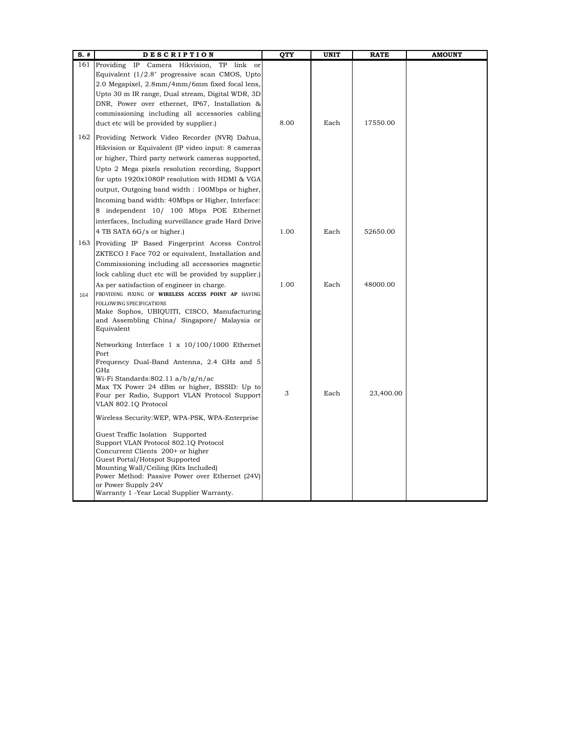| S. # | DESCRIPTION | QTY | UNIT | RATE | AMOUNT |
|---|---|---|---|---|---|
| 161 | Providing IP Camera Hikvision, TP link or Equivalent (1/2.8" progressive scan CMOS, Upto 2.0 Megapixel, 2.8mm/4mm/6mm fixed focal lens, Upto 30 m IR range, Dual stream, Digital WDR, 3D DNR, Power over ethernet, IP67, Installation & commissioning including all accessories cabling duct etc will be provided by supplier.) | 8.00 | Each | 17550.00 | |
| 162 | Providing Network Video Recorder (NVR) Dahua, Hikvision or Equivalent (IP video input: 8 cameras or higher, Third party network cameras supported, Upto 2 Mega pixels resolution recording, Support for upto 1920x1080P resolution with HDMI & VGA output, Outgoing band width : 100Mbps or higher, Incoming band width: 40Mbps or Higher, Interface: 8 independent 10/ 100 Mbps POE Ethernet interfaces, Including surveillance grade Hard Drive 4 TB SATA 6G/s or higher.) | 1.00 | Each | 52650.00 | |
| 163 | Providing IP Based Fingerprint Access Control ZKTECO I Face 702 or equivalent, Installation and Commissioning including all accessories magnetic lock cabling duct etc will be provided by supplier.) As per satisfaction of engineer in charge. | 1.00 | Each | 48000.00 | |
| 164 | PROVIDING FIXING OF **WIRELESS ACCESS POINT AP** HAVING FOLLOWING SPECIFICATIONS<br>Make Sophos, UBIQUITI, CISCO, Manufacturing and Assembling China/ Singapore/ Malaysia or Equivalent<br><br>Networking Interface 1 x 10/100/1000 Ethernet Port<br>Frequency Dual-Band Antenna, 2.4 GHz and 5 GHz<br>Wi-Fi Standards:802.11 a/b/g/n/ac<br>Max TX Power 24 dBm or higher, BSSID: Up to Four per Radio, Support VLAN Protocol Support VLAN 802.1Q Protocol<br><br>Wireless Security:WEP, WPA-PSK, WPA-Enterprise<br><br>Guest Traffic Isolation Supported<br>Support VLAN Protocol 802.1Q Protocol<br>Concurrent Clients 200+ or higher<br>Guest Portal/Hotspot Supported<br>Mounting Wall/Ceiling (Kits Included)<br>Power Method: Passive Power over Ethernet (24V) or Power Supply 24V<br>Warranty 1 -Year Local Supplier Warranty. | 3 | Each | 23,400.00 | |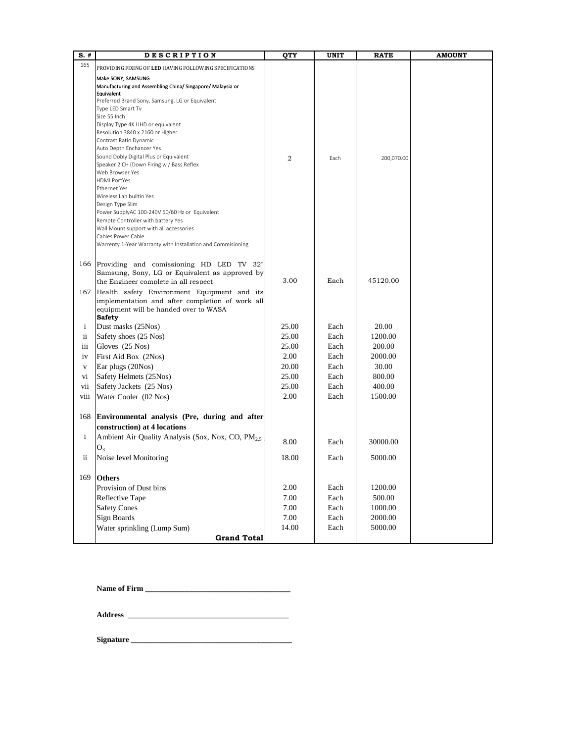| S. # | DESCRIPTION | QTY | UNIT | RATE | AMOUNT |
|---|---|---|---|---|---|
| 165 | PROVIDING FIXING OF **LED** HAVING FOLLOWING SPECIFICATIONS<br>Make SONY, SAMSUNG<br>Manufacturing and Assembling China/ Singapore/ Malaysia or Equivalent<br>Preferred Brand Sony, Samsung, LG or Equivalent<br>Type LED Smart Tv<br>Size 55 Inch<br>Display Type 4K UHD or equivalent<br>Resolution 3840 x 2160 or Higher<br>Contrast Ratio Dynamic<br>Auto Depth Enchancer Yes<br>Sound Dobly Digital Plus or Equivalent<br>Speaker 2 CH (Down Firing w / Bass Reflex<br>Web Browser Yes<br>HDMI PortYes<br>Ethernet Yes<br>Wireless Lan builtin Yes<br>Design Type Slim<br>Power SupplyAC 100-240V 50/60 Hz or Equivalent<br>Remote Controller with battery Yes<br>Wall Mount support with all accessories<br>Cables Power Cable<br>Warrenty 1-Year Warranty with Installation and Commisioning | 2 | Each | 200,070.00 | |
| 166 | Providing and comissioning HD LED TV 32" Samsung, Sony, LG or Equivalent as approved by the Engineer complete in all respect | 3.00 | Each | 45120.00 | |
| 167 | Health safety Environment Equipment and its implementation and after completion of work all equipment will be handed over to WASA<br>**Safety** | | | | |
| i | Dust masks (25Nos) | 25.00 | Each | 20.00 | |
| ii | Safety shoes (25 Nos) | 25.00 | Each | 1200.00 | |
| iii | Gloves (25 Nos) | 25.00 | Each | 200.00 | |
| iv | First Aid Box (2Nos) | 2.00 | Each | 2000.00 | |
| v | Ear plugs (20Nos) | 20.00 | Each | 30.00 | |
| vi | Safety Helmets (25Nos) | 25.00 | Each | 800.00 | |
| vii | Safety Jackets (25 Nos) | 25.00 | Each | 400.00 | |
| viii | Water Cooler (02 Nos) | 2.00 | Each | 1500.00 | |
| 168 | **Environmental analysis (Pre, during and after construction) at 4 locations** | | | | |
| i | Ambient Air Quality Analysis (Sox, Nox, CO, $PM_{2.5}$ $O_3$ | 8.00 | Each | 30000.00 | |
| ii | Noise level Monitoring | 18.00 | Each | 5000.00 | |
| 169 | **Others** | | | | |
| | Provision of Dust bins | 2.00 | Each | 1200.00 | |
| | Reflective Tape | 7.00 | Each | 500.00 | |
| | Safety Cones | 7.00 | Each | 1000.00 | |
| | Sign Boards | 7.00 | Each | 2000.00 | |
| | Water sprinkling (Lump Sum) | 14.00 | Each | 5000.00 | |
| | **Grand Total** | | | | |

**Name of Firm** ______________________________________

**Address** ___________________________________________

**Signature** __________________________________________